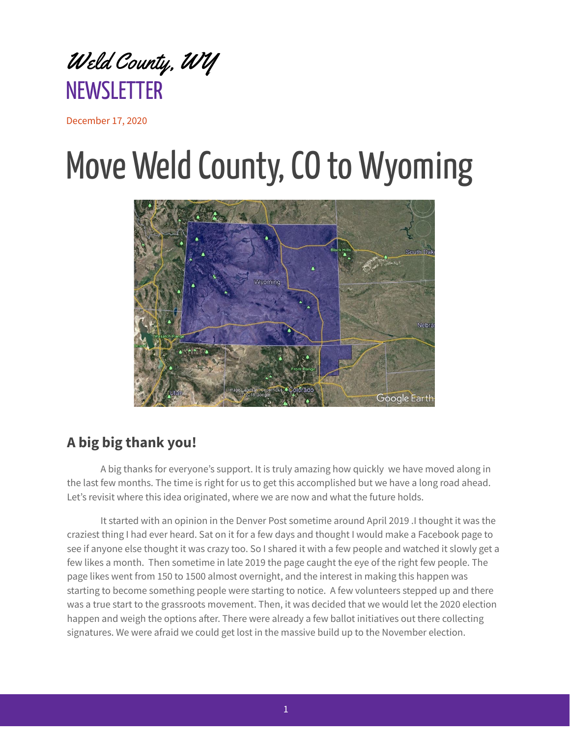*Weld County, WY*

NEWSLETTER

December 17, 2020

# Move Weld County, CO to Wyoming

## A big big thank you!

A big thanks for everyone's support. It is truly amazing how quickly we have moved along in the last few months. The time is right for us to get this accomplished but we have a long road ahead. Let's revisit where this idea originated, where we are now and what the future holds.

It started with an opinion in the Denver Post sometime around April 2019 .I thought it was the craziest thing I had ever heard. Sat on it for a few days and thought I would make a Facebook page to see if anyone else thought it was crazy too. So I shared it with a few people and watched it slowly get a few likes a month. Then sometime in late 2019 the page caught the eye of the right few people. The page likes went from 150 to 1500 almost overnight, and the interest in making this happen was starting to become something people were starting to notice. A few volunteers stepped up and there was a true start to the grassroots movement. Then, it was decided that we would let the 2020 election happen and weigh the options after. There were already a few ballot initiatives out there collecting signatures. We were afraid we could get lost in the massive build up to the November election.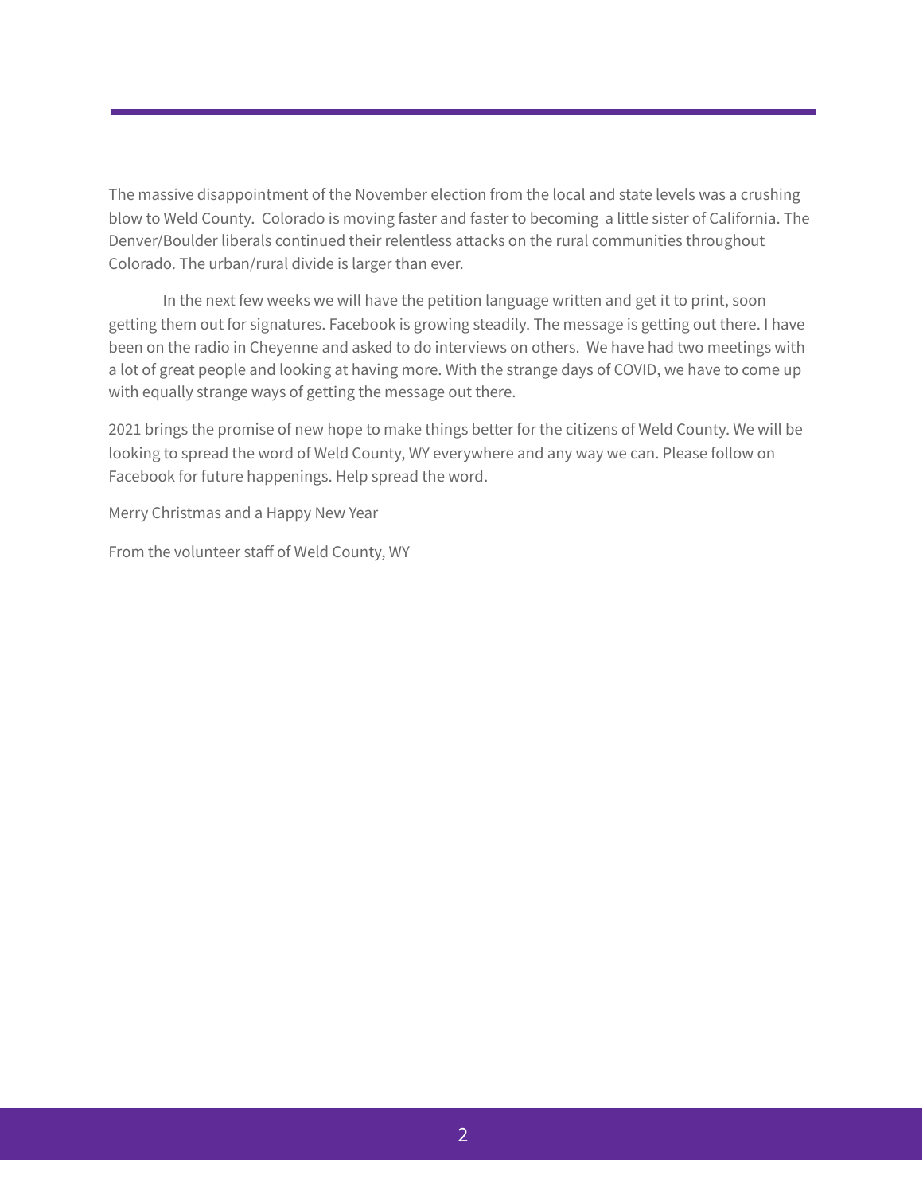The massive disappointment of the November election from the local and state levels was a crushing blow to Weld County. Colorado is moving faster and faster to becoming a little sister of California. The Denver/Boulder liberals continued their relentless attacks on the rural communities throughout Colorado. The urban/rural divide is larger than ever.

In the next few weeks we will have the petition language written and get it to print, soon getting them out for signatures. Facebook is growing steadily. The message is getting out there. I have been on the radio in Cheyenne and asked to do interviews on others. We have had two meetings with a lot of great people and looking at having more. With the strange days of COVID, we have to come up with equally strange ways of getting the message out there.

2021 brings the promise of new hope to make things better for the citizens of Weld County. We will be looking to spread the word of Weld County, WY everywhere and any way we can. Please follow on Facebook for future happenings. Help spread the word.

Merry Christmas and a Happy New Year

From the volunteer staff of Weld County, WY